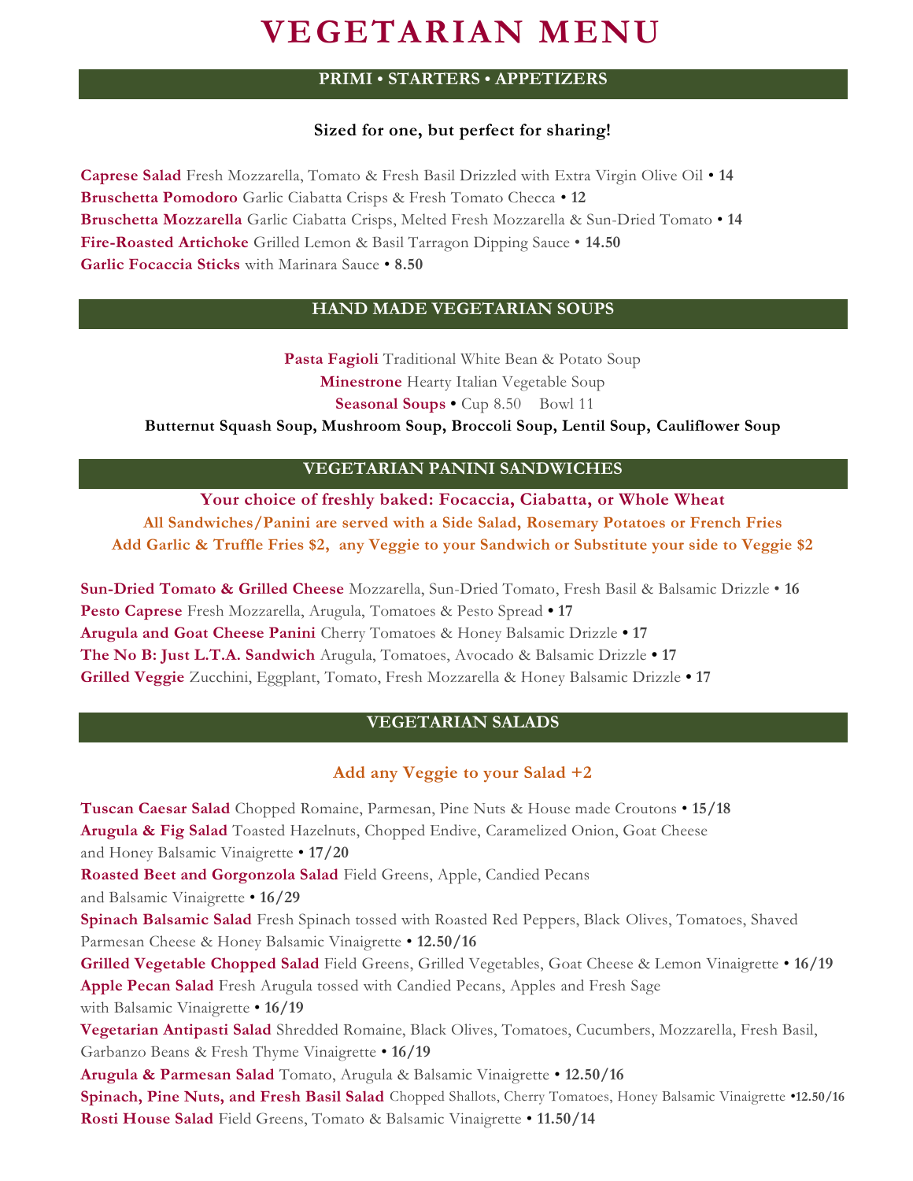# VEGETARIAN MENU

## PRIMI • STARTERS • APPETIZERS

**Sized for one, but perfect for sharing!**

**Caprese Salad** Fresh Mozzarella, Tomato & Fresh Basil Drizzled with Extra Virgin Olive Oil • **14**
**Bruschetta Pomodoro** Garlic Ciabatta Crisps & Fresh Tomato Checca • **12**
**Bruschetta Mozzarella** Garlic Ciabatta Crisps, Melted Fresh Mozzarella & Sun-Dried Tomato • **14**
**Fire-Roasted Artichoke** Grilled Lemon & Basil Tarragon Dipping Sauce • **14.50**
**Garlic Focaccia Sticks** with Marinara Sauce • **8.50**

## HAND MADE VEGETARIAN SOUPS

**Pasta Fagioli** Traditional White Bean & Potato Soup
**Minestrone** Hearty Italian Vegetable Soup
**Seasonal Soups** • Cup 8.50 Bowl 11
**Butternut Squash Soup, Mushroom Soup, Broccoli Soup, Lentil Soup, Cauliflower Soup**

## VEGETARIAN PANINI SANDWICHES

**Your choice of freshly baked: Focaccia, Ciabatta, or Whole Wheat**
**All Sandwiches/Panini are served with a Side Salad, Rosemary Potatoes or French Fries**
**Add Garlic & Truffle Fries $2, any Veggie to your Sandwich or Substitute your side to Veggie $2**

**Sun-Dried Tomato & Grilled Cheese** Mozzarella, Sun-Dried Tomato, Fresh Basil & Balsamic Drizzle • **16**
**Pesto Caprese** Fresh Mozzarella, Arugula, Tomatoes & Pesto Spread **• 17**
**Arugula and Goat Cheese Panini** Cherry Tomatoes & Honey Balsamic Drizzle **• 17**
**The No B: Just L.T.A. Sandwich** Arugula, Tomatoes, Avocado & Balsamic Drizzle **• 17**
**Grilled Veggie** Zucchini, Eggplant, Tomato, Fresh Mozzarella & Honey Balsamic Drizzle **• 17**

## VEGETARIAN SALADS

**Add any Veggie to your Salad +2**

**Tuscan Caesar Salad** Chopped Romaine, Parmesan, Pine Nuts & House made Croutons • **15/18**
**Arugula & Fig Salad** Toasted Hazelnuts, Chopped Endive, Caramelized Onion, Goat Cheese and Honey Balsamic Vinaigrette • **17/20**
**Roasted Beet and Gorgonzola Salad** Field Greens, Apple, Candied Pecans and Balsamic Vinaigrette • **16/29**
**Spinach Balsamic Salad** Fresh Spinach tossed with Roasted Red Peppers, Black Olives, Tomatoes, Shaved Parmesan Cheese & Honey Balsamic Vinaigrette • **12.50/16**
**Grilled Vegetable Chopped Salad** Field Greens, Grilled Vegetables, Goat Cheese & Lemon Vinaigrette • **16/19**
**Apple Pecan Salad** Fresh Arugula tossed with Candied Pecans, Apples and Fresh Sage with Balsamic Vinaigrette • **16/19**
**Vegetarian Antipasti Salad** Shredded Romaine, Black Olives, Tomatoes, Cucumbers, Mozzarella, Fresh Basil, Garbanzo Beans & Fresh Thyme Vinaigrette • **16/19**
**Arugula & Parmesan Salad** Tomato, Arugula & Balsamic Vinaigrette • **12.50/16**
**Spinach, Pine Nuts, and Fresh Basil Salad** Chopped Shallots, Cherry Tomatoes, Honey Balsamic Vinaigrette •**12.50/16**
**Rosti House Salad** Field Greens, Tomato & Balsamic Vinaigrette • **11.50/14**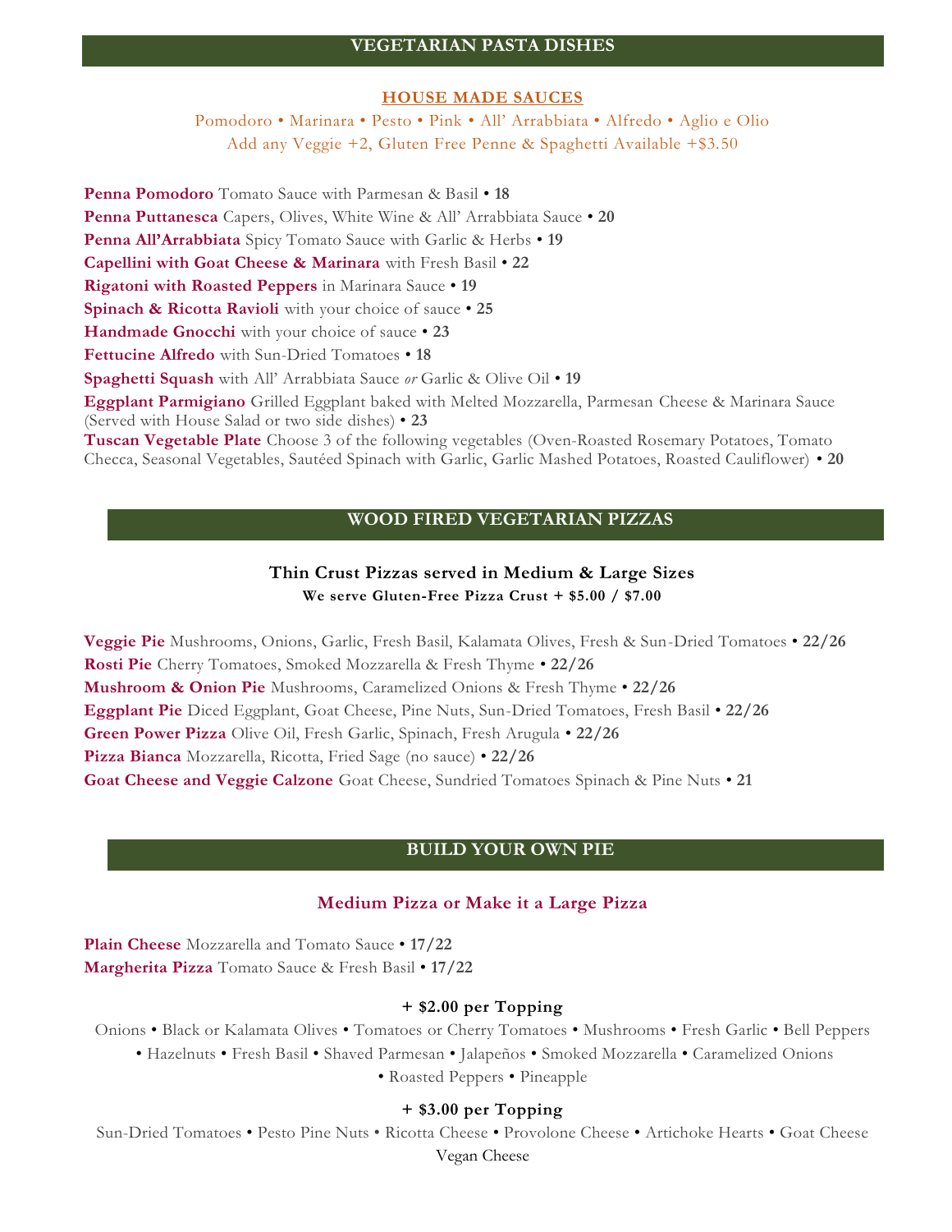## VEGETARIAN PASTA DISHES

### HOUSE MADE SAUCES

Pomodoro • Marinara • Pesto • Pink • All' Arrabbiata • Alfredo • Aglio e Olio
Add any Veggie +2, Gluten Free Penne & Spaghetti Available +$3.50

**Penna Pomodoro** Tomato Sauce with Parmesan & Basil • **18**
**Penna Puttanesca** Capers, Olives, White Wine & All' Arrabbiata Sauce • **20**
**Penna All'Arrabbiata** Spicy Tomato Sauce with Garlic & Herbs • **19**
**Capellini with Goat Cheese & Marinara** with Fresh Basil • **22**
**Rigatoni with Roasted Peppers** in Marinara Sauce • **19**
**Spinach & Ricotta Ravioli** with your choice of sauce • **25**
**Handmade Gnocchi** with your choice of sauce • **23**
**Fettucine Alfredo** with Sun-Dried Tomatoes • **18**
**Spaghetti Squash** with All' Arrabbiata Sauce *or* Garlic & Olive Oil • **19**
**Eggplant Parmigiano** Grilled Eggplant baked with Melted Mozzarella, Parmesan Cheese & Marinara Sauce (Served with House Salad or two side dishes) • **23**
**Tuscan Vegetable Plate** Choose 3 of the following vegetables (Oven-Roasted Rosemary Potatoes, Tomato Checca, Seasonal Vegetables, Sautéed Spinach with Garlic, Garlic Mashed Potatoes, Roasted Cauliflower) • **20**

## WOOD FIRED VEGETARIAN PIZZAS

**Thin Crust Pizzas served in Medium & Large Sizes**
**We serve Gluten-Free Pizza Crust + $5.00 / $7.00**

**Veggie Pie** Mushrooms, Onions, Garlic, Fresh Basil, Kalamata Olives, Fresh & Sun-Dried Tomatoes • **22/26**
**Rosti Pie** Cherry Tomatoes, Smoked Mozzarella & Fresh Thyme • **22/26**
**Mushroom & Onion Pie** Mushrooms, Caramelized Onions & Fresh Thyme • **22/26**
**Eggplant Pie** Diced Eggplant, Goat Cheese, Pine Nuts, Sun-Dried Tomatoes, Fresh Basil • **22/26**
**Green Power Pizza** Olive Oil, Fresh Garlic, Spinach, Fresh Arugula • **22/26**
**Pizza Bianca** Mozzarella, Ricotta, Fried Sage (no sauce) • **22/26**
**Goat Cheese and Veggie Calzone** Goat Cheese, Sundried Tomatoes Spinach & Pine Nuts • **21**

## BUILD YOUR OWN PIE

**Medium Pizza or Make it a Large Pizza**

**Plain Cheese** Mozzarella and Tomato Sauce • **17/22**
**Margherita Pizza** Tomato Sauce & Fresh Basil • **17/22**

**+ $2.00 per Topping**

Onions • Black or Kalamata Olives • Tomatoes or Cherry Tomatoes • Mushrooms • Fresh Garlic • Bell Peppers • Hazelnuts • Fresh Basil • Shaved Parmesan • Jalapeños • Smoked Mozzarella • Caramelized Onions • Roasted Peppers • Pineapple

**+ $3.00 per Topping**

Sun-Dried Tomatoes • Pesto Pine Nuts • Ricotta Cheese • Provolone Cheese • Artichoke Hearts • Goat Cheese
Vegan Cheese